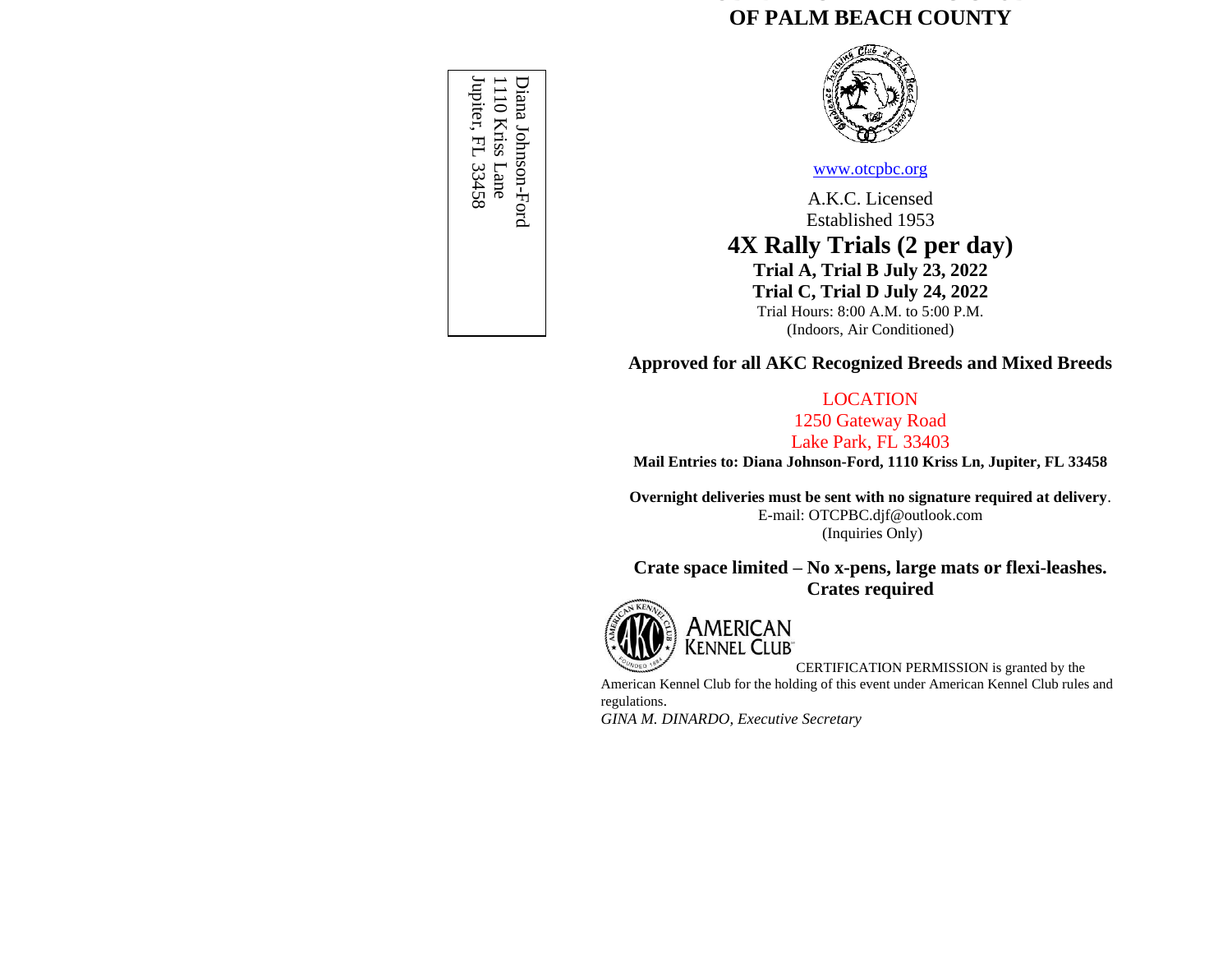Diana Johnson-Ford
1110 Kriss Lane
Jupiter, FL 33458

# OF PALM BEACH COUNTY

www.otcpbc.org

A.K.C. Licensed
Established 1953

## 4X Rally Trials (2 per day)

**Trial A, Trial B July 23, 2022**
**Trial C, Trial D July 24, 2022**

Trial Hours: 8:00 A.M. to 5:00 P.M.
(Indoors, Air Conditioned)

**Approved for all AKC Recognized Breeds and Mixed Breeds**

LOCATION
1250 Gateway Road
Lake Park, FL 33403

**Mail Entries to: Diana Johnson-Ford, 1110 Kriss Ln, Jupiter, FL 33458**

**Overnight deliveries must be sent with no signature required at delivery**.
E-mail: OTCPBC.djf@outlook.com
(Inquiries Only)

**Crate space limited – No x-pens, large mats or flexi-leashes. Crates required**

AMERICAN KENNEL CLUB

CERTIFICATION PERMISSION is granted by the American Kennel Club for the holding of this event under American Kennel Club rules and regulations.

*GINA M. DINARDO, Executive Secretary*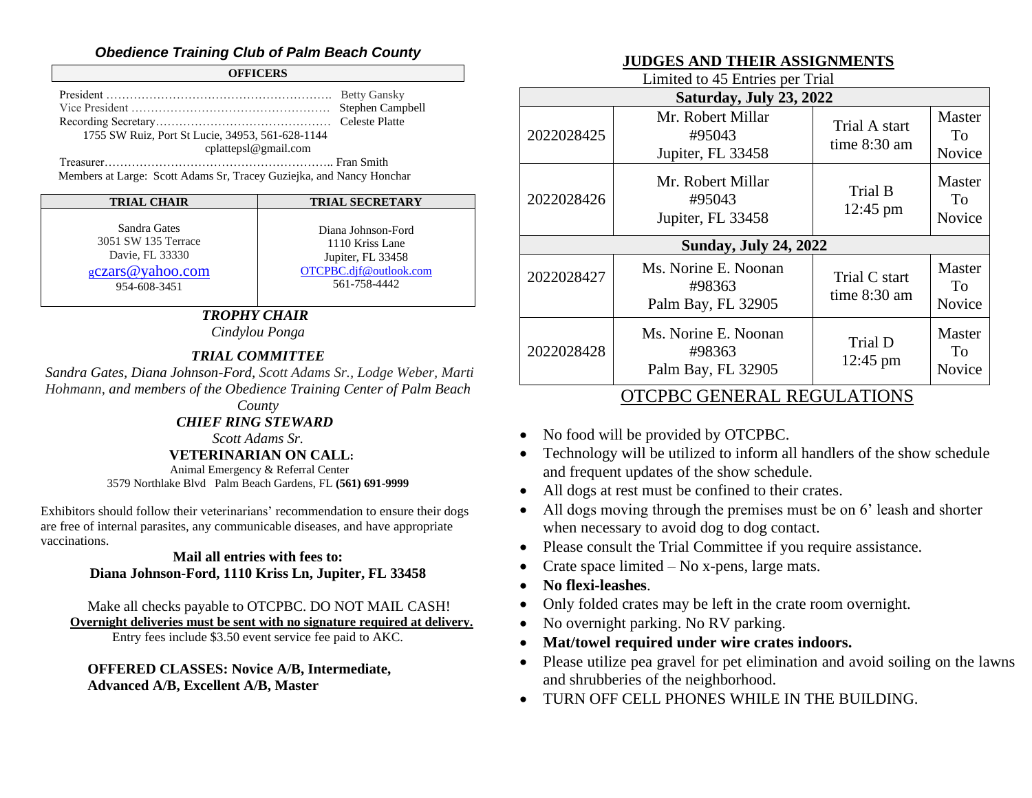## *Obedience Training Club of Palm Beach County*

**OFFICERS**

President …………………………………………………. Betty Gansky
Vice President …………………………………………… Stephen Campbell
Recording Secretary……………………………………… Celeste Platte
1755 SW Ruiz, Port St Lucie, 34953, 561-628-1144
cplattepsl@gmail.com
Treasurer………………………………………………….. Fran Smith
Members at Large: Scott Adams Sr, Tracey Guziejka, and Nancy Honchar

| TRIAL CHAIR | TRIAL SECRETARY |
|---|---|
| Sandra Gates<br>3051 SW 135 Terrace<br>Davie, FL 33330<br>gczars@yahoo.com<br>954-608-3451 | Diana Johnson-Ford<br>1110 Kriss Lane<br>Jupiter, FL 33458<br>OTCPBC.djf@outlook.com<br>561-758-4442 |

***TROPHY CHAIR***
*Cindylou Ponga*

***TRIAL COMMITTEE***
*Sandra Gates, Diana Johnson-Ford, Scott Adams Sr., Lodge Weber, Marti Hohmann, and members of the Obedience Training Center of Palm Beach County*

***CHIEF RING STEWARD***
*Scott Adams Sr.*

**VETERINARIAN ON CALL:**
Animal Emergency & Referral Center
3579 Northlake Blvd Palm Beach Gardens, FL **(561) 691-9999**

Exhibitors should follow their veterinarians' recommendation to ensure their dogs are free of internal parasites, any communicable diseases, and have appropriate vaccinations.

**Mail all entries with fees to:**
**Diana Johnson-Ford, 1110 Kriss Ln, Jupiter, FL 33458**

Make all checks payable to OTCPBC. DO NOT MAIL CASH!
**Overnight deliveries must be sent with no signature required at delivery.**
Entry fees include $3.50 event service fee paid to AKC.

**OFFERED CLASSES: Novice A/B, Intermediate, Advanced A/B, Excellent A/B, Master**

## JUDGES AND THEIR ASSIGNMENTS

Limited to 45 Entries per Trial

| Saturday, July 23, 2022 | | | |
|---|---|---|---|
| 2022028425 | Mr. Robert Millar<br>#95043<br>Jupiter, FL 33458 | Trial A start time 8:30 am | Master To Novice |
| 2022028426 | Mr. Robert Millar<br>#95043<br>Jupiter, FL 33458 | Trial B 12:45 pm | Master To Novice |
| **Sunday, July 24, 2022** | | | |
| 2022028427 | Ms. Norine E. Noonan<br>#98363<br>Palm Bay, FL 32905 | Trial C start time 8:30 am | Master To Novice |
| 2022028428 | Ms. Norine E. Noonan<br>#98363<br>Palm Bay, FL 32905 | Trial D 12:45 pm | Master To Novice |

## OTCPBC GENERAL REGULATIONS

- No food will be provided by OTCPBC.
- Technology will be utilized to inform all handlers of the show schedule and frequent updates of the show schedule.
- All dogs at rest must be confined to their crates.
- All dogs moving through the premises must be on 6' leash and shorter when necessary to avoid dog to dog contact.
- Please consult the Trial Committee if you require assistance.
- Crate space limited – No x-pens, large mats.
- **No flexi-leashes**.
- Only folded crates may be left in the crate room overnight.
- No overnight parking. No RV parking.
- **Mat/towel required under wire crates indoors.**
- Please utilize pea gravel for pet elimination and avoid soiling on the lawns and shrubberies of the neighborhood.
- TURN OFF CELL PHONES WHILE IN THE BUILDING.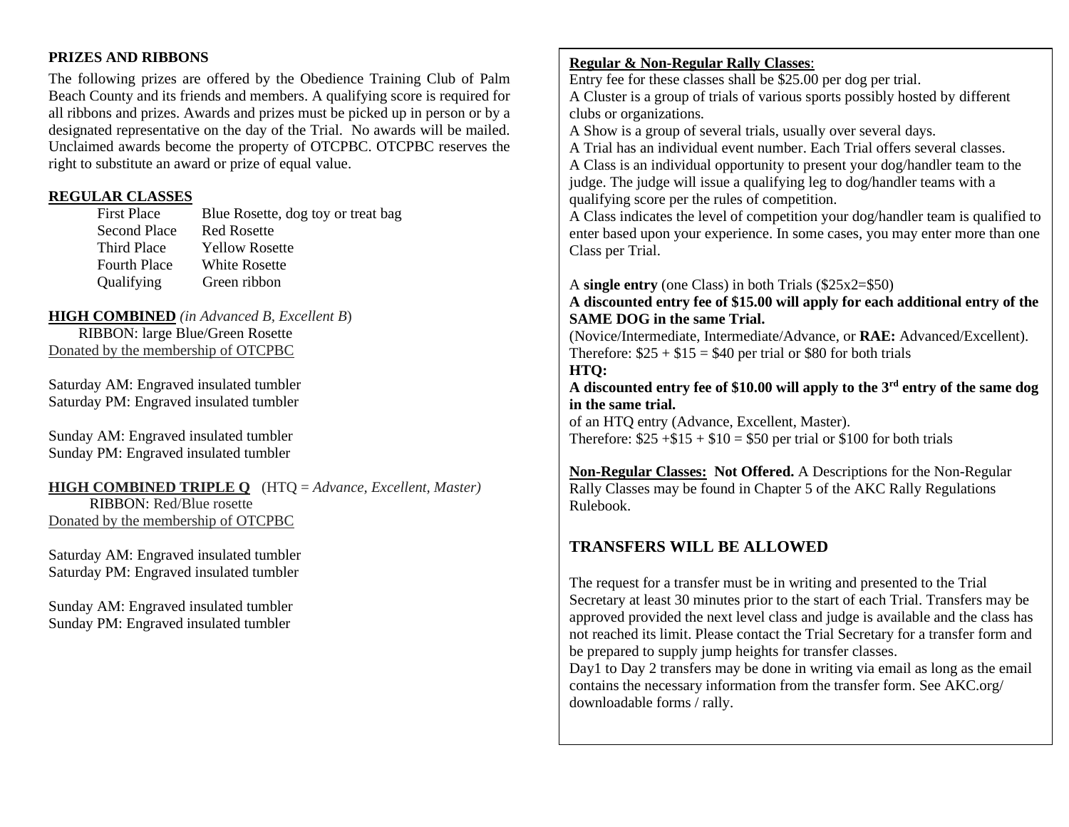**PRIZES AND RIBBONS**

The following prizes are offered by the Obedience Training Club of Palm Beach County and its friends and members. A qualifying score is required for all ribbons and prizes. Awards and prizes must be picked up in person or by a designated representative on the day of the Trial. No awards will be mailed. Unclaimed awards become the property of OTCPBC. OTCPBC reserves the right to substitute an award or prize of equal value.

**REGULAR CLASSES**

| | |
|---|---|
| First Place | Blue Rosette, dog toy or treat bag |
| Second Place | Red Rosette |
| Third Place | Yellow Rosette |
| Fourth Place | White Rosette |
| Qualifying | Green ribbon |

**HIGH COMBINED** *(in Advanced B, Excellent B)*
RIBBON: large Blue/Green Rosette
Donated by the membership of OTCPBC

Saturday AM: Engraved insulated tumbler
Saturday PM: Engraved insulated tumbler

Sunday AM: Engraved insulated tumbler
Sunday PM: Engraved insulated tumbler

**HIGH COMBINED TRIPLE Q** (HTQ = *Advance, Excellent, Master)*
RIBBON: Red/Blue rosette
Donated by the membership of OTCPBC

Saturday AM: Engraved insulated tumbler
Saturday PM: Engraved insulated tumbler

Sunday AM: Engraved insulated tumbler
Sunday PM: Engraved insulated tumbler

**Regular & Non-Regular Rally Classes**:
Entry fee for these classes shall be $25.00 per dog per trial.
A Cluster is a group of trials of various sports possibly hosted by different clubs or organizations.
A Show is a group of several trials, usually over several days.
A Trial has an individual event number. Each Trial offers several classes.
A Class is an individual opportunity to present your dog/handler team to the judge. The judge will issue a qualifying leg to dog/handler teams with a qualifying score per the rules of competition.
A Class indicates the level of competition your dog/handler team is qualified to enter based upon your experience. In some cases, you may enter more than one Class per Trial.

A **single entry** (one Class) in both Trials ($25x2=$50)
**A discounted entry fee of $15.00 will apply for each additional entry of the SAME DOG in the same Trial.**
(Novice/Intermediate, Intermediate/Advance, or **RAE:** Advanced/Excellent).
Therefore: $25 + $15 = $40 per trial or $80 for both trials
**HTQ:**
**A discounted entry fee of $10.00 will apply to the 3rd entry of the same dog in the same trial.**
of an HTQ entry (Advance, Excellent, Master).
Therefore: $25 +$15 + $10 = $50 per trial or $100 for both trials

**Non-Regular Classes: Not Offered.** A Descriptions for the Non-Regular Rally Classes may be found in Chapter 5 of the AKC Rally Regulations Rulebook.

## TRANSFERS WILL BE ALLOWED

The request for a transfer must be in writing and presented to the Trial Secretary at least 30 minutes prior to the start of each Trial. Transfers may be approved provided the next level class and judge is available and the class has not reached its limit. Please contact the Trial Secretary for a transfer form and be prepared to supply jump heights for transfer classes.
Day1 to Day 2 transfers may be done in writing via email as long as the email contains the necessary information from the transfer form. See AKC.org/ downloadable forms / rally.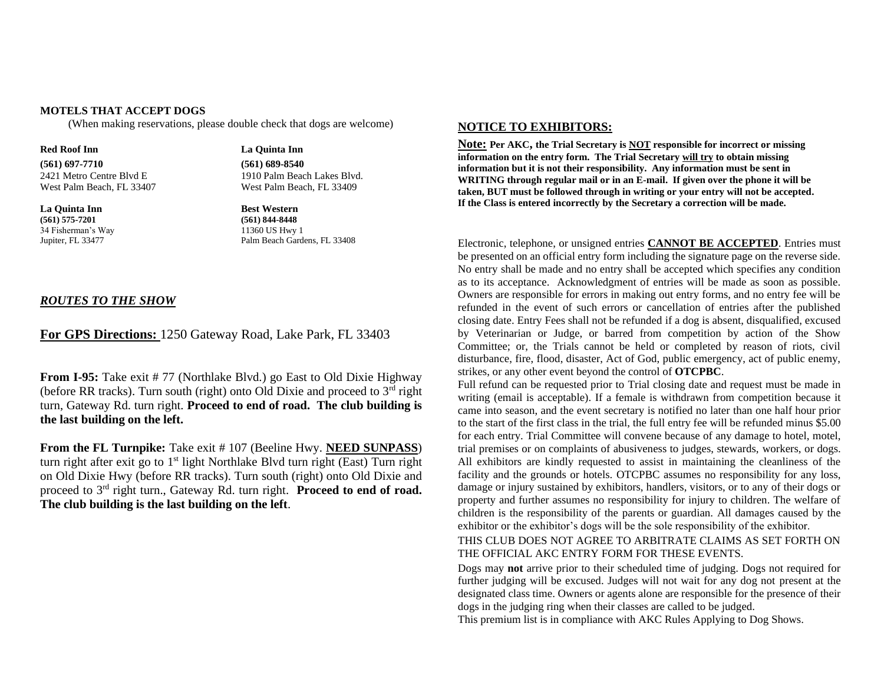**MOTELS THAT ACCEPT DOGS**

(When making reservations, please double check that dogs are welcome)

**Red Roof Inn**
**(561) 697-7710**
2421 Metro Centre Blvd E
West Palm Beach, FL 33407

**La Quinta Inn**
**(561) 689-8540**
1910 Palm Beach Lakes Blvd.
West Palm Beach, FL 33409

**La Quinta Inn**
**(561) 575-7201**
34 Fisherman's Way
Jupiter, FL 33477

**Best Western**
**(561) 844-8448**
11360 US Hwy 1
Palm Beach Gardens, FL 33408

## ***ROUTES TO THE SHOW***

**For GPS Directions:** 1250 Gateway Road, Lake Park, FL 33403

**From I-95:** Take exit # 77 (Northlake Blvd.) go East to Old Dixie Highway (before RR tracks). Turn south (right) onto Old Dixie and proceed to 3rd right turn, Gateway Rd. turn right. **Proceed to end of road. The club building is the last building on the left.**

**From the FL Turnpike:** Take exit # 107 (Beeline Hwy. **NEED SUNPASS**) turn right after exit go to 1st light Northlake Blvd turn right (East) Turn right on Old Dixie Hwy (before RR tracks). Turn south (right) onto Old Dixie and proceed to 3rd right turn., Gateway Rd. turn right. **Proceed to end of road. The club building is the last building on the left**.

## **NOTICE TO EXHIBITORS:**

**Note: Per AKC, the Trial Secretary is NOT responsible for incorrect or missing information on the entry form. The Trial Secretary will try to obtain missing information but it is not their responsibility. Any information must be sent in WRITING through regular mail or in an E-mail. If given over the phone it will be taken, BUT must be followed through in writing or your entry will not be accepted. If the Class is entered incorrectly by the Secretary a correction will be made.**

Electronic, telephone, or unsigned entries **CANNOT BE ACCEPTED**. Entries must be presented on an official entry form including the signature page on the reverse side. No entry shall be made and no entry shall be accepted which specifies any condition as to its acceptance. Acknowledgment of entries will be made as soon as possible. Owners are responsible for errors in making out entry forms, and no entry fee will be refunded in the event of such errors or cancellation of entries after the published closing date. Entry Fees shall not be refunded if a dog is absent, disqualified, excused by Veterinarian or Judge, or barred from competition by action of the Show Committee; or, the Trials cannot be held or completed by reason of riots, civil disturbance, fire, flood, disaster, Act of God, public emergency, act of public enemy, strikes, or any other event beyond the control of **OTCPBC**.

Full refund can be requested prior to Trial closing date and request must be made in writing (email is acceptable). If a female is withdrawn from competition because it came into season, and the event secretary is notified no later than one half hour prior to the start of the first class in the trial, the full entry fee will be refunded minus $5.00 for each entry. Trial Committee will convene because of any damage to hotel, motel, trial premises or on complaints of abusiveness to judges, stewards, workers, or dogs. All exhibitors are kindly requested to assist in maintaining the cleanliness of the facility and the grounds or hotels. OTCPBC assumes no responsibility for any loss, damage or injury sustained by exhibitors, handlers, visitors, or to any of their dogs or property and further assumes no responsibility for injury to children. The welfare of children is the responsibility of the parents or guardian. All damages caused by the exhibitor or the exhibitor's dogs will be the sole responsibility of the exhibitor.

THIS CLUB DOES NOT AGREE TO ARBITRATE CLAIMS AS SET FORTH ON THE OFFICIAL AKC ENTRY FORM FOR THESE EVENTS.

Dogs may **not** arrive prior to their scheduled time of judging. Dogs not required for further judging will be excused. Judges will not wait for any dog not present at the designated class time. Owners or agents alone are responsible for the presence of their dogs in the judging ring when their classes are called to be judged.

This premium list is in compliance with AKC Rules Applying to Dog Shows.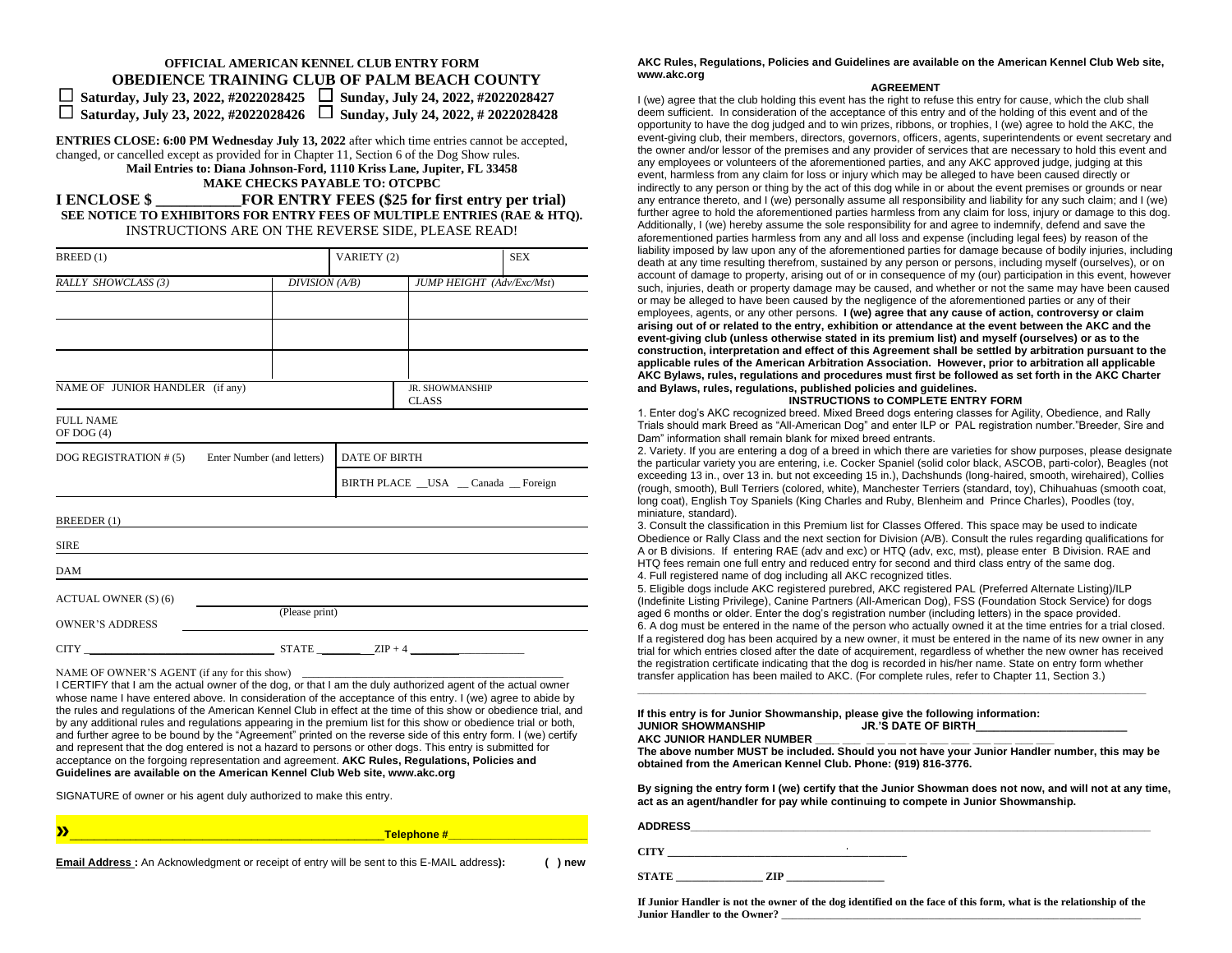**OFFICIAL AMERICAN KENNEL CLUB ENTRY FORM**

## OBEDIENCE TRAINING CLUB OF PALM BEACH COUNTY

☐ **Saturday, July 23, 2022, #2022028425** ☐ **Sunday, July 24, 2022, #2022028427**

☐ **Saturday, July 23, 2022, #2022028426** ☐ **Sunday, July 24, 2022, # 2022028428**

**ENTRIES CLOSE: 6:00 PM Wednesday July 13, 2022** after which time entries cannot be accepted, changed, or cancelled except as provided for in Chapter 11, Section 6 of the Dog Show rules.

**Mail Entries to: Diana Johnson-Ford, 1110 Kriss Lane, Jupiter, FL 33458**

**MAKE CHECKS PAYABLE TO: OTCPBC**

**I ENCLOSE $ ___________FOR ENTRY FEES ($25 for first entry per trial)**

**SEE NOTICE TO EXHIBITORS FOR ENTRY FEES OF MULTIPLE ENTRIES (RAE & HTQ).**

INSTRUCTIONS ARE ON THE REVERSE SIDE, PLEASE READ!

| BREED (1) | VARIETY (2) | SEX |
|---|---|---|

| *RALLY SHOWCLASS (3)* | *DIVISION (A/B)* | *JUMP HEIGHT (Adv/Exc/Mst)* |
|---|---|---|
| | | |
| | | |
| | | |

| NAME OF JUNIOR HANDLER (if any) | JR. SHOWMANSHIP CLASS |
|---|---|

FULL NAME OF DOG (4)

| DOG REGISTRATION # (5) Enter Number (and letters) | DATE OF BIRTH |
|---|---|
| | BIRTH PLACE __USA __ Canada __ Foreign |

BREEDER (1)

SIRE

DAM

ACTUAL OWNER (S) (6) ________________ (Please print)

OWNER'S ADDRESS

CITY ______________________ STATE __________ZIP + 4 __________

NAME OF OWNER'S AGENT (if any for this show) ______________________

I CERTIFY that I am the actual owner of the dog, or that I am the duly authorized agent of the actual owner whose name I have entered above. In consideration of the acceptance of this entry. I (we) agree to abide by the rules and regulations of the American Kennel Club in effect at the time of this show or obedience trial, and by any additional rules and regulations appearing in the premium list for this show or obedience trial or both, and further agree to be bound by the "Agreement" printed on the reverse side of this entry form. I (we) certify and represent that the dog entered is not a hazard to persons or other dogs. This entry is submitted for acceptance on the forgoing representation and agreement. **AKC Rules, Regulations, Policies and Guidelines are available on the American Kennel Club Web site, www.akc.org**

SIGNATURE of owner or his agent duly authorized to make this entry.

» ______________________________________ **Telephone #**____________________

**Email Address :** An Acknowledgment or receipt of entry will be sent to this E-MAIL address**):** **( ) new**

**AKC Rules, Regulations, Policies and Guidelines are available on the American Kennel Club Web site, www.akc.org**

**AGREEMENT**

I (we) agree that the club holding this event has the right to refuse this entry for cause, which the club shall deem sufficient. In consideration of the acceptance of this entry and of the holding of this event and of the opportunity to have the dog judged and to win prizes, ribbons, or trophies, I (we) agree to hold the AKC, the event-giving club, their members, directors, governors, officers, agents, superintendents or event secretary and the owner and/or lessor of the premises and any provider of services that are necessary to hold this event and any employees or volunteers of the aforementioned parties, and any AKC approved judge, judging at this event, harmless from any claim for loss or injury which may be alleged to have been caused directly or indirectly to any person or thing by the act of this dog while in or about the event premises or grounds or near any entrance thereto, and I (we) personally assume all responsibility and liability for any such claim; and I (we) further agree to hold the aforementioned parties harmless from any claim for loss, injury or damage to this dog. Additionally, I (we) hereby assume the sole responsibility for and agree to indemnify, defend and save the aforementioned parties harmless from any and all loss and expense (including legal fees) by reason of the liability imposed by law upon any of the aforementioned parties for damage because of bodily injuries, including death at any time resulting therefrom, sustained by any person or persons, including myself (ourselves), or on account of damage to property, arising out of or in consequence of my (our) participation in this event, however such, injuries, death or property damage may be caused, and whether or not the same may have been caused or may be alleged to have been caused by the negligence of the aforementioned parties or any of their employees, agents, or any other persons. **I (we) agree that any cause of action, controversy or claim arising out of or related to the entry, exhibition or attendance at the event between the AKC and the event-giving club (unless otherwise stated in its premium list) and myself (ourselves) or as to the construction, interpretation and effect of this Agreement shall be settled by arbitration pursuant to the applicable rules of the American Arbitration Association. However, prior to arbitration all applicable AKC Bylaws, rules, regulations and procedures must first be followed as set forth in the AKC Charter and Bylaws, rules, regulations, published policies and guidelines.**

**INSTRUCTIONS to COMPLETE ENTRY FORM**

1. Enter dog's AKC recognized breed. Mixed Breed dogs entering classes for Agility, Obedience, and Rally Trials should mark Breed as "All-American Dog" and enter ILP or PAL registration number."Breeder, Sire and Dam" information shall remain blank for mixed breed entrants.
2. Variety. If you are entering a dog of a breed in which there are varieties for show purposes, please designate the particular variety you are entering, i.e. Cocker Spaniel (solid color black, ASCOB, parti-color), Beagles (not exceeding 13 in., over 13 in. but not exceeding 15 in.), Dachshunds (long-haired, smooth, wirehaired), Collies (rough, smooth), Bull Terriers (colored, white), Manchester Terriers (standard, toy), Chihuahuas (smooth coat, long coat), English Toy Spaniels (King Charles and Ruby, Blenheim and Prince Charles), Poodles (toy, miniature, standard).
3. Consult the classification in this Premium list for Classes Offered. This space may be used to indicate Obedience or Rally Class and the next section for Division (A/B). Consult the rules regarding qualifications for A or B divisions. If entering RAE (adv and exc) or HTQ (adv, exc, mst), please enter B Division. RAE and HTQ fees remain one full entry and reduced entry for second and third class entry of the same dog.
4. Full registered name of dog including all AKC recognized titles.
5. Eligible dogs include AKC registered purebred, AKC registered PAL (Preferred Alternate Listing)/ILP (Indefinite Listing Privilege), Canine Partners (All-American Dog), FSS (Foundation Stock Service) for dogs aged 6 months or older. Enter the dog's registration number (including letters) in the space provided.
6. A dog must be entered in the name of the person who actually owned it at the time entries for a trial closed. If a registered dog has been acquired by a new owner, it must be entered in the name of its new owner in any trial for which entries closed after the date of acquirement, regardless of whether the new owner has received the registration certificate indicating that the dog is recorded in his/her name. State on entry form whether transfer application has been mailed to AKC. (For complete rules, refer to Chapter 11, Section 3.)

**If this entry is for Junior Showmanship, please give the following information:**

**JUNIOR SHOWMANSHIP** **JR.'S DATE OF BIRTH**________________________

**AKC JUNIOR HANDLER NUMBER** ___ ___ ___ ___ ___ ___ ___ ___ ___ ___

**The above number MUST be included. Should you not have your Junior Handler number, this may be obtained from the American Kennel Club. Phone: (919) 816-3776.**

**By signing the entry form I (we) certify that the Junior Showman does not now, and will not at any time, act as an agent/handler for pay while continuing to compete in Junior Showmanship.**

**ADDRESS**______________________________________________

**CITY** ______________________________

**STATE** _______________ **ZIP** _______________

**If Junior Handler is not the owner of the dog identified on the face of this form, what is the relationship of the Junior Handler to the Owner?** ______________________________